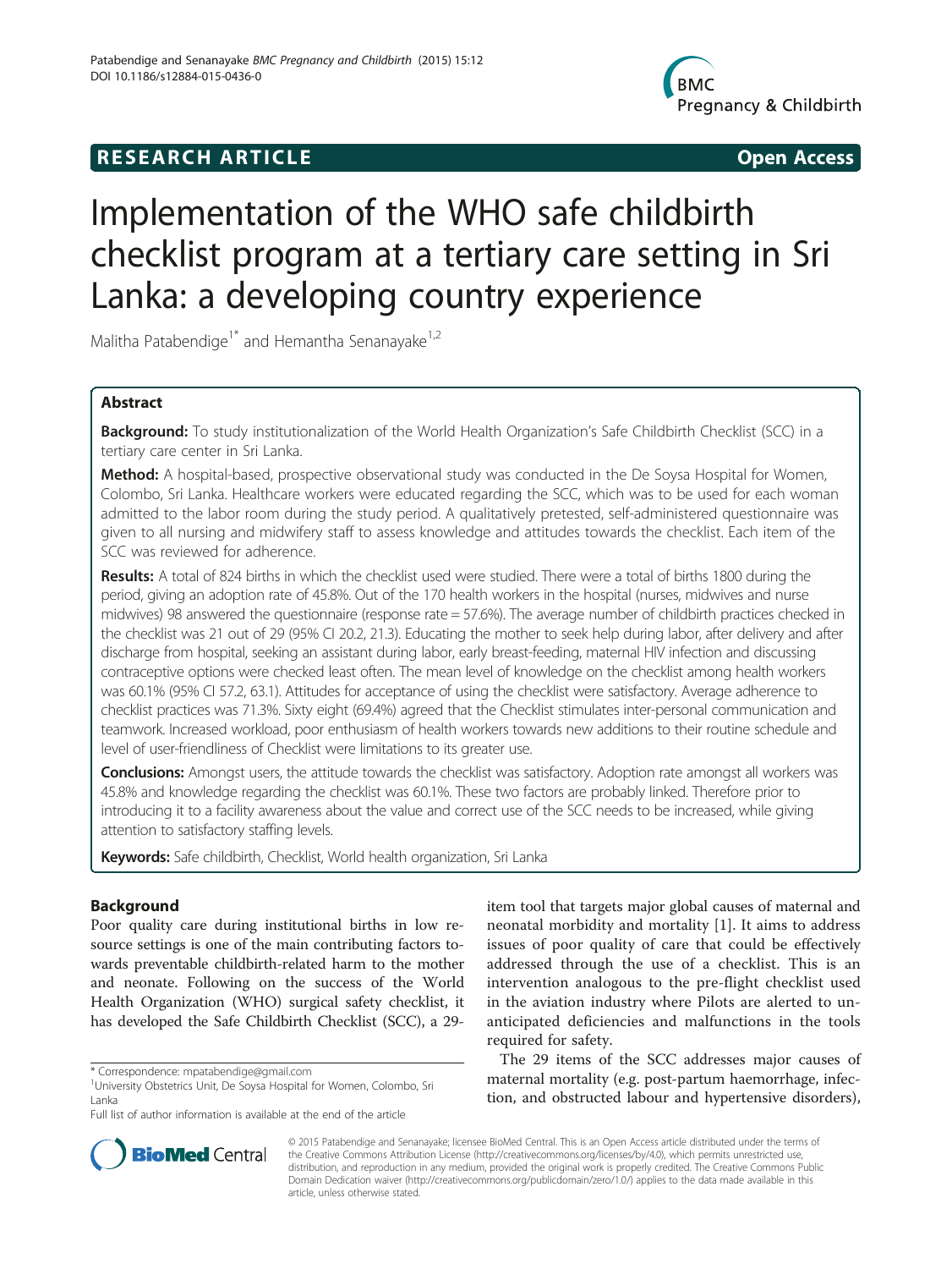# Implementation of the WHO safe childbirth checklist program at a tertiary care setting in Sri Lanka: a developing country experience

**RESEARCH ARTICLE** **Open Access**

Malitha Patabendige[1*] and Hemantha Senanayake[1,2]

## Abstract

**Background:** To study institutionalization of the World Health Organization's Safe Childbirth Checklist (SCC) in a tertiary care center in Sri Lanka.

**Method:** A hospital-based, prospective observational study was conducted in the De Soysa Hospital for Women, Colombo, Sri Lanka. Healthcare workers were educated regarding the SCC, which was to be used for each woman admitted to the labor room during the study period. A qualitatively pretested, self-administered questionnaire was given to all nursing and midwifery staff to assess knowledge and attitudes towards the checklist. Each item of the SCC was reviewed for adherence.

**Results:** A total of 824 births in which the checklist used were studied. There were a total of births 1800 during the period, giving an adoption rate of 45.8%. Out of the 170 health workers in the hospital (nurses, midwives and nurse midwives) 98 answered the questionnaire (response rate = 57.6%). The average number of childbirth practices checked in the checklist was 21 out of 29 (95% CI 20.2, 21.3). Educating the mother to seek help during labor, after delivery and after discharge from hospital, seeking an assistant during labor, early breast-feeding, maternal HIV infection and discussing contraceptive options were checked least often. The mean level of knowledge on the checklist among health workers was 60.1% (95% CI 57.2, 63.1). Attitudes for acceptance of using the checklist were satisfactory. Average adherence to checklist practices was 71.3%. Sixty eight (69.4%) agreed that the Checklist stimulates inter-personal communication and teamwork. Increased workload, poor enthusiasm of health workers towards new additions to their routine schedule and level of user-friendliness of Checklist were limitations to its greater use.

**Conclusions:** Amongst users, the attitude towards the checklist was satisfactory. Adoption rate amongst all workers was 45.8% and knowledge regarding the checklist was 60.1%. These two factors are probably linked. Therefore prior to introducing it to a facility awareness about the value and correct use of the SCC needs to be increased, while giving attention to satisfactory staffing levels.

**Keywords:** Safe childbirth, Checklist, World health organization, Sri Lanka

## Background

Poor quality care during institutional births in low resource settings is one of the main contributing factors towards preventable childbirth-related harm to the mother and neonate. Following on the success of the World Health Organization (WHO) surgical safety checklist, it has developed the Safe Childbirth Checklist (SCC), a 29-item tool that targets major global causes of maternal and neonatal morbidity and mortality [1]. It aims to address issues of poor quality of care that could be effectively addressed through the use of a checklist. This is an intervention analogous to the pre-flight checklist used in the aviation industry where Pilots are alerted to unanticipated deficiencies and malfunctions in the tools required for safety.

The 29 items of the SCC addresses major causes of maternal mortality (e.g. post-partum haemorrhage, infection, and obstructed labour and hypertensive disorders),

\* Correspondence: mpatabendige@gmail.com
[1]University Obstetrics Unit, De Soysa Hospital for Women, Colombo, Sri Lanka
Full list of author information is available at the end of the article

© 2015 Patabendige and Senanayake; licensee BioMed Central. This is an Open Access article distributed under the terms of the Creative Commons Attribution License (http://creativecommons.org/licenses/by/4.0), which permits unrestricted use, distribution, and reproduction in any medium, provided the original work is properly credited. The Creative Commons Public Domain Dedication waiver (http://creativecommons.org/publicdomain/zero/1.0/) applies to the data made available in this article, unless otherwise stated.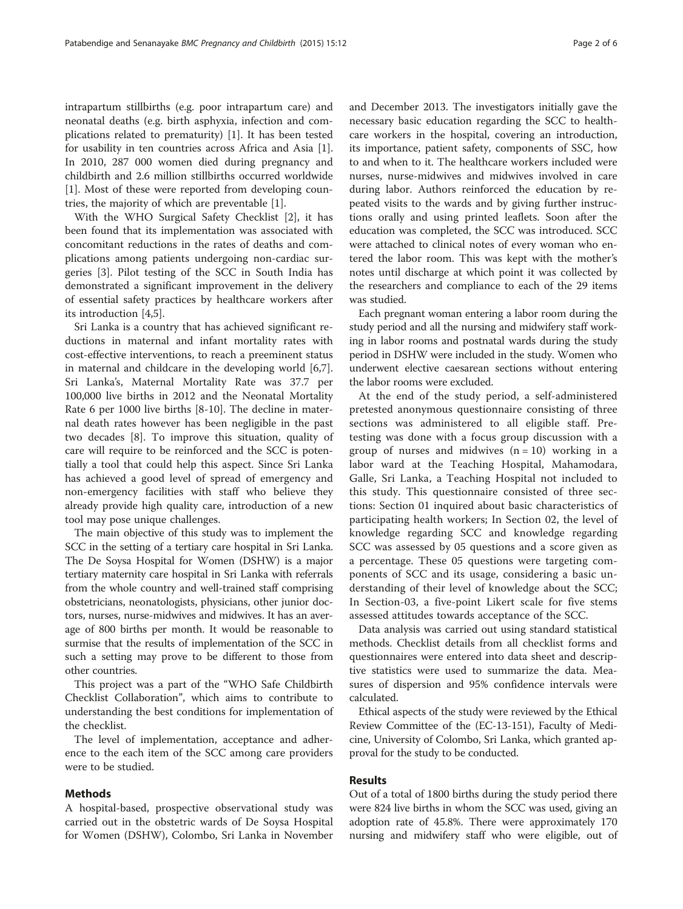intrapartum stillbirths (e.g. poor intrapartum care) and neonatal deaths (e.g. birth asphyxia, infection and complications related to prematurity) [1]. It has been tested for usability in ten countries across Africa and Asia [1]. In 2010, 287 000 women died during pregnancy and childbirth and 2.6 million stillbirths occurred worldwide [1]. Most of these were reported from developing countries, the majority of which are preventable [1].

With the WHO Surgical Safety Checklist [2], it has been found that its implementation was associated with concomitant reductions in the rates of deaths and complications among patients undergoing non-cardiac surgeries [3]. Pilot testing of the SCC in South India has demonstrated a significant improvement in the delivery of essential safety practices by healthcare workers after its introduction [4,5].

Sri Lanka is a country that has achieved significant reductions in maternal and infant mortality rates with cost-effective interventions, to reach a preeminent status in maternal and childcare in the developing world [6,7]. Sri Lanka's, Maternal Mortality Rate was 37.7 per 100,000 live births in 2012 and the Neonatal Mortality Rate 6 per 1000 live births [8-10]. The decline in maternal death rates however has been negligible in the past two decades [8]. To improve this situation, quality of care will require to be reinforced and the SCC is potentially a tool that could help this aspect. Since Sri Lanka has achieved a good level of spread of emergency and non-emergency facilities with staff who believe they already provide high quality care, introduction of a new tool may pose unique challenges.

The main objective of this study was to implement the SCC in the setting of a tertiary care hospital in Sri Lanka. The De Soysa Hospital for Women (DSHW) is a major tertiary maternity care hospital in Sri Lanka with referrals from the whole country and well-trained staff comprising obstetricians, neonatologists, physicians, other junior doctors, nurses, nurse-midwives and midwives. It has an average of 800 births per month. It would be reasonable to surmise that the results of implementation of the SCC in such a setting may prove to be different to those from other countries.

This project was a part of the "WHO Safe Childbirth Checklist Collaboration", which aims to contribute to understanding the best conditions for implementation of the checklist.

The level of implementation, acceptance and adherence to the each item of the SCC among care providers were to be studied.

## Methods

A hospital-based, prospective observational study was carried out in the obstetric wards of De Soysa Hospital for Women (DSHW), Colombo, Sri Lanka in November and December 2013. The investigators initially gave the necessary basic education regarding the SCC to healthcare workers in the hospital, covering an introduction, its importance, patient safety, components of SSC, how to and when to it. The healthcare workers included were nurses, nurse-midwives and midwives involved in care during labor. Authors reinforced the education by repeated visits to the wards and by giving further instructions orally and using printed leaflets. Soon after the education was completed, the SCC was introduced. SCC were attached to clinical notes of every woman who entered the labor room. This was kept with the mother's notes until discharge at which point it was collected by the researchers and compliance to each of the 29 items was studied.

Each pregnant woman entering a labor room during the study period and all the nursing and midwifery staff working in labor rooms and postnatal wards during the study period in DSHW were included in the study. Women who underwent elective caesarean sections without entering the labor rooms were excluded.

At the end of the study period, a self-administered pretested anonymous questionnaire consisting of three sections was administered to all eligible staff. Pretesting was done with a focus group discussion with a group of nurses and midwives (n = 10) working in a labor ward at the Teaching Hospital, Mahamodara, Galle, Sri Lanka, a Teaching Hospital not included to this study. This questionnaire consisted of three sections: Section 01 inquired about basic characteristics of participating health workers; In Section 02, the level of knowledge regarding SCC and knowledge regarding SCC was assessed by 05 questions and a score given as a percentage. These 05 questions were targeting components of SCC and its usage, considering a basic understanding of their level of knowledge about the SCC; In Section-03, a five-point Likert scale for five stems assessed attitudes towards acceptance of the SCC.

Data analysis was carried out using standard statistical methods. Checklist details from all checklist forms and questionnaires were entered into data sheet and descriptive statistics were used to summarize the data. Measures of dispersion and 95% confidence intervals were calculated.

Ethical aspects of the study were reviewed by the Ethical Review Committee of the (EC-13-151), Faculty of Medicine, University of Colombo, Sri Lanka, which granted approval for the study to be conducted.

## Results

Out of a total of 1800 births during the study period there were 824 live births in whom the SCC was used, giving an adoption rate of 45.8%. There were approximately 170 nursing and midwifery staff who were eligible, out of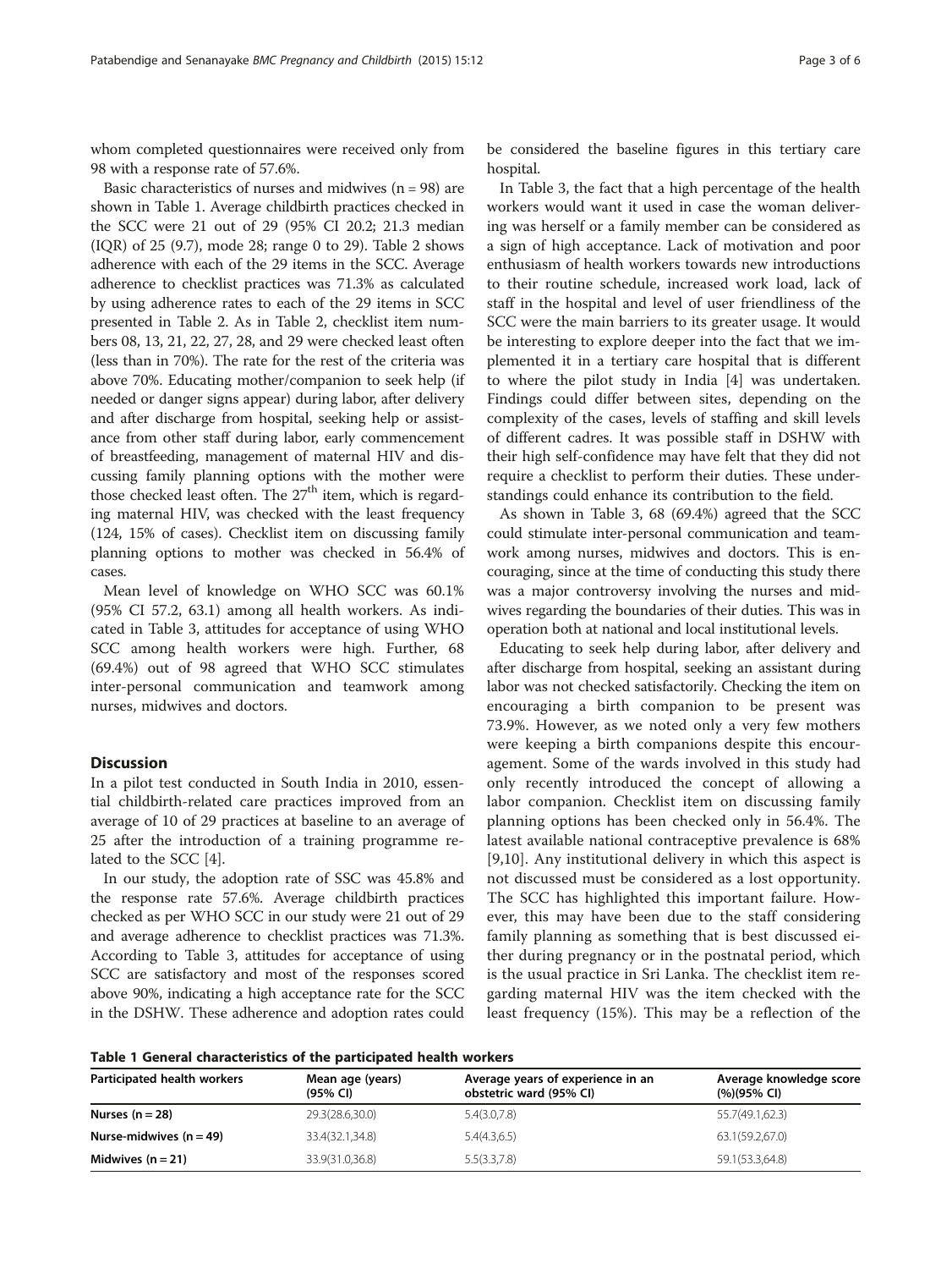whom completed questionnaires were received only from 98 with a response rate of 57.6%.

Basic characteristics of nurses and midwives (n = 98) are shown in Table 1. Average childbirth practices checked in the SCC were 21 out of 29 (95% CI 20.2; 21.3 median (IQR) of 25 (9.7), mode 28; range 0 to 29). Table 2 shows adherence with each of the 29 items in the SCC. Average adherence to checklist practices was 71.3% as calculated by using adherence rates to each of the 29 items in SCC presented in Table 2. As in Table 2, checklist item numbers 08, 13, 21, 22, 27, 28, and 29 were checked least often (less than in 70%). The rate for the rest of the criteria was above 70%. Educating mother/companion to seek help (if needed or danger signs appear) during labor, after delivery and after discharge from hospital, seeking help or assistance from other staff during labor, early commencement of breastfeeding, management of maternal HIV and discussing family planning options with the mother were those checked least often. The 27th item, which is regarding maternal HIV, was checked with the least frequency (124, 15% of cases). Checklist item on discussing family planning options to mother was checked in 56.4% of cases.

Mean level of knowledge on WHO SCC was 60.1% (95% CI 57.2, 63.1) among all health workers. As indicated in Table 3, attitudes for acceptance of using WHO SCC among health workers were high. Further, 68 (69.4%) out of 98 agreed that WHO SCC stimulates inter-personal communication and teamwork among nurses, midwives and doctors.

## Discussion

In a pilot test conducted in South India in 2010, essential childbirth-related care practices improved from an average of 10 of 29 practices at baseline to an average of 25 after the introduction of a training programme related to the SCC [4].

In our study, the adoption rate of SSC was 45.8% and the response rate 57.6%. Average childbirth practices checked as per WHO SCC in our study were 21 out of 29 and average adherence to checklist practices was 71.3%. According to Table 3, attitudes for acceptance of using SCC are satisfactory and most of the responses scored above 90%, indicating a high acceptance rate for the SCC in the DSHW. These adherence and adoption rates could be considered the baseline figures in this tertiary care hospital.

In Table 3, the fact that a high percentage of the health workers would want it used in case the woman delivering was herself or a family member can be considered as a sign of high acceptance. Lack of motivation and poor enthusiasm of health workers towards new introductions to their routine schedule, increased work load, lack of staff in the hospital and level of user friendliness of the SCC were the main barriers to its greater usage. It would be interesting to explore deeper into the fact that we implemented it in a tertiary care hospital that is different to where the pilot study in India [4] was undertaken. Findings could differ between sites, depending on the complexity of the cases, levels of staffing and skill levels of different cadres. It was possible staff in DSHW with their high self-confidence may have felt that they did not require a checklist to perform their duties. These understandings could enhance its contribution to the field.

As shown in Table 3, 68 (69.4%) agreed that the SCC could stimulate inter-personal communication and teamwork among nurses, midwives and doctors. This is encouraging, since at the time of conducting this study there was a major controversy involving the nurses and midwives regarding the boundaries of their duties. This was in operation both at national and local institutional levels.

Educating to seek help during labor, after delivery and after discharge from hospital, seeking an assistant during labor was not checked satisfactorily. Checking the item on encouraging a birth companion to be present was 73.9%. However, as we noted only a very few mothers were keeping a birth companions despite this encouragement. Some of the wards involved in this study had only recently introduced the concept of allowing a labor companion. Checklist item on discussing family planning options has been checked only in 56.4%. The latest available national contraceptive prevalence is 68% [9,10]. Any institutional delivery in which this aspect is not discussed must be considered as a lost opportunity. The SCC has highlighted this important failure. However, this may have been due to the staff considering family planning as something that is best discussed either during pregnancy or in the postnatal period, which is the usual practice in Sri Lanka. The checklist item regarding maternal HIV was the item checked with the least frequency (15%). This may be a reflection of the

**Table 1 General characteristics of the participated health workers**

| Participated health workers | Mean age (years) (95% CI) | Average years of experience in an obstetric ward (95% CI) | Average knowledge score (%)(95% CI) |
|---|---|---|---|
| **Nurses (n = 28)** | 29.3(28.6,30.0) | 5.4(3.0,7.8) | 55.7(49.1,62.3) |
| **Nurse-midwives (n = 49)** | 33.4(32.1,34.8) | 5.4(4.3,6.5) | 63.1(59.2,67.0) |
| **Midwives (n = 21)** | 33.9(31.0,36.8) | 5.5(3.3,7.8) | 59.1(53.3,64.8) |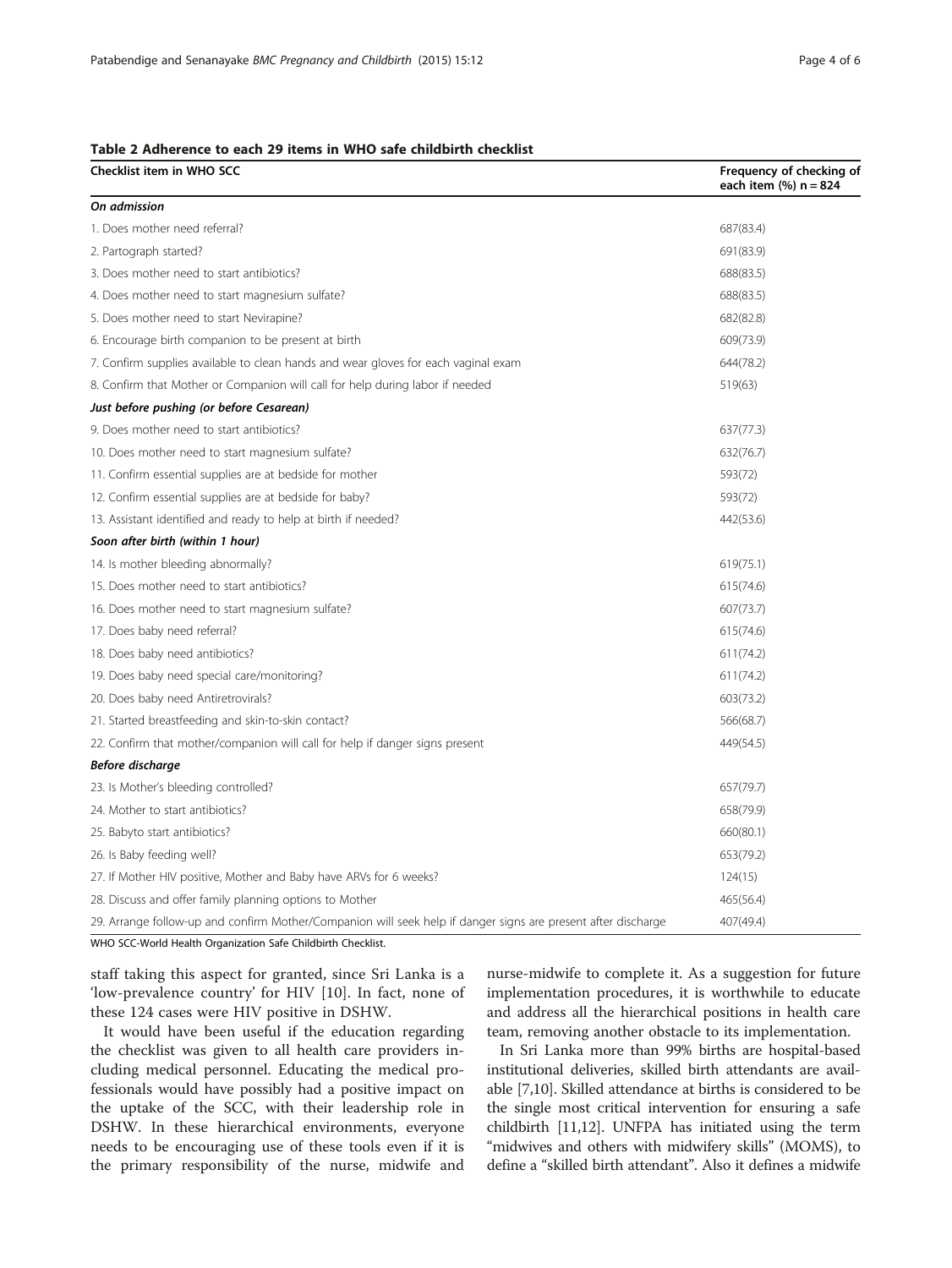**Table 2 Adherence to each 29 items in WHO safe childbirth checklist**

| Checklist item in WHO SCC | Frequency of checking of each item (%) n = 824 |
|---|---|
| ***On admission*** | |
| 1. Does mother need referral? | 687(83.4) |
| 2. Partograph started? | 691(83.9) |
| 3. Does mother need to start antibiotics? | 688(83.5) |
| 4. Does mother need to start magnesium sulfate? | 688(83.5) |
| 5. Does mother need to start Nevirapine? | 682(82.8) |
| 6. Encourage birth companion to be present at birth | 609(73.9) |
| 7. Confirm supplies available to clean hands and wear gloves for each vaginal exam | 644(78.2) |
| 8. Confirm that Mother or Companion will call for help during labor if needed | 519(63) |
| ***Just before pushing (or before Cesarean)*** | |
| 9. Does mother need to start antibiotics? | 637(77.3) |
| 10. Does mother need to start magnesium sulfate? | 632(76.7) |
| 11. Confirm essential supplies are at bedside for mother | 593(72) |
| 12. Confirm essential supplies are at bedside for baby? | 593(72) |
| 13. Assistant identified and ready to help at birth if needed? | 442(53.6) |
| ***Soon after birth (within 1 hour)*** | |
| 14. Is mother bleeding abnormally? | 619(75.1) |
| 15. Does mother need to start antibiotics? | 615(74.6) |
| 16. Does mother need to start magnesium sulfate? | 607(73.7) |
| 17. Does baby need referral? | 615(74.6) |
| 18. Does baby need antibiotics? | 611(74.2) |
| 19. Does baby need special care/monitoring? | 611(74.2) |
| 20. Does baby need Antiretrovirals? | 603(73.2) |
| 21. Started breastfeeding and skin-to-skin contact? | 566(68.7) |
| 22. Confirm that mother/companion will call for help if danger signs present | 449(54.5) |
| ***Before discharge*** | |
| 23. Is Mother's bleeding controlled? | 657(79.7) |
| 24. Mother to start antibiotics? | 658(79.9) |
| 25. Babyto start antibiotics? | 660(80.1) |
| 26. Is Baby feeding well? | 653(79.2) |
| 27. If Mother HIV positive, Mother and Baby have ARVs for 6 weeks? | 124(15) |
| 28. Discuss and offer family planning options to Mother | 465(56.4) |
| 29. Arrange follow-up and confirm Mother/Companion will seek help if danger signs are present after discharge | 407(49.4) |

WHO SCC-World Health Organization Safe Childbirth Checklist.

staff taking this aspect for granted, since Sri Lanka is a 'low-prevalence country' for HIV [10]. In fact, none of these 124 cases were HIV positive in DSHW.

It would have been useful if the education regarding the checklist was given to all health care providers including medical personnel. Educating the medical professionals would have possibly had a positive impact on the uptake of the SCC, with their leadership role in DSHW. In these hierarchical environments, everyone needs to be encouraging use of these tools even if it is the primary responsibility of the nurse, midwife and nurse-midwife to complete it. As a suggestion for future implementation procedures, it is worthwhile to educate and address all the hierarchical positions in health care team, removing another obstacle to its implementation.

In Sri Lanka more than 99% births are hospital-based institutional deliveries, skilled birth attendants are available [7,10]. Skilled attendance at births is considered to be the single most critical intervention for ensuring a safe childbirth [11,12]. UNFPA has initiated using the term "midwives and others with midwifery skills" (MOMS), to define a "skilled birth attendant". Also it defines a midwife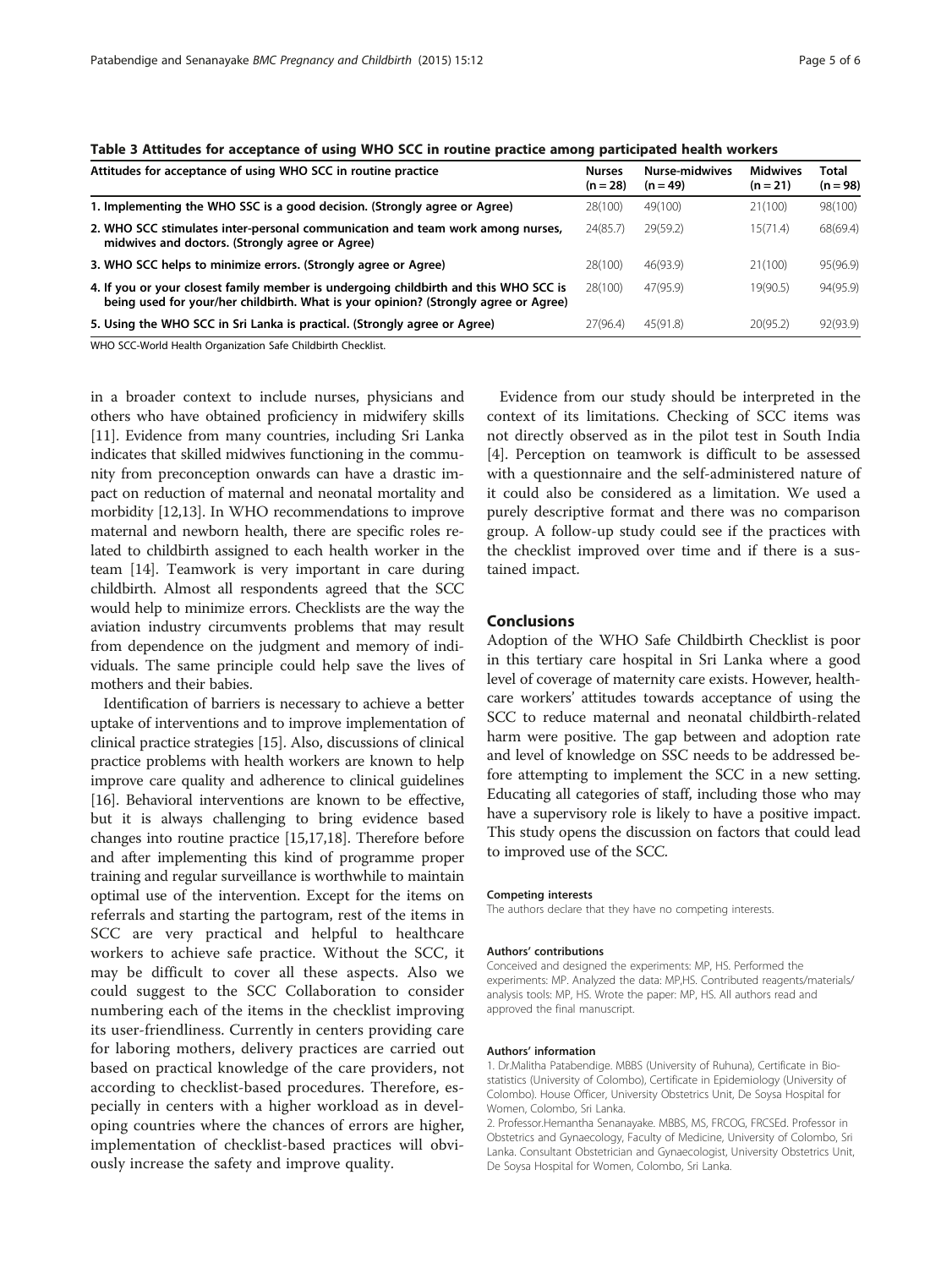**Table 3 Attitudes for acceptance of using WHO SCC in routine practice among participated health workers**

| Attitudes for acceptance of using WHO SCC in routine practice | Nurses (n = 28) | Nurse-midwives (n = 49) | Midwives (n = 21) | Total (n = 98) |
|---|---|---|---|---|
| **1. Implementing the WHO SSC is a good decision. (Strongly agree or Agree)** | 28(100) | 49(100) | 21(100) | 98(100) |
| **2. WHO SCC stimulates inter-personal communication and team work among nurses, midwives and doctors. (Strongly agree or Agree)** | 24(85.7) | 29(59.2) | 15(71.4) | 68(69.4) |
| **3. WHO SCC helps to minimize errors. (Strongly agree or Agree)** | 28(100) | 46(93.9) | 21(100) | 95(96.9) |
| **4. If you or your closest family member is undergoing childbirth and this WHO SCC is being used for your/her childbirth. What is your opinion? (Strongly agree or Agree)** | 28(100) | 47(95.9) | 19(90.5) | 94(95.9) |
| **5. Using the WHO SCC in Sri Lanka is practical. (Strongly agree or Agree)** | 27(96.4) | 45(91.8) | 20(95.2) | 92(93.9) |

WHO SCC-World Health Organization Safe Childbirth Checklist.

in a broader context to include nurses, physicians and others who have obtained proficiency in midwifery skills [11]. Evidence from many countries, including Sri Lanka indicates that skilled midwives functioning in the community from preconception onwards can have a drastic impact on reduction of maternal and neonatal mortality and morbidity [12,13]. In WHO recommendations to improve maternal and newborn health, there are specific roles related to childbirth assigned to each health worker in the team [14]. Teamwork is very important in care during childbirth. Almost all respondents agreed that the SCC would help to minimize errors. Checklists are the way the aviation industry circumvents problems that may result from dependence on the judgment and memory of individuals. The same principle could help save the lives of mothers and their babies.

Identification of barriers is necessary to achieve a better uptake of interventions and to improve implementation of clinical practice strategies [15]. Also, discussions of clinical practice problems with health workers are known to help improve care quality and adherence to clinical guidelines [16]. Behavioral interventions are known to be effective, but it is always challenging to bring evidence based changes into routine practice [15,17,18]. Therefore before and after implementing this kind of programme proper training and regular surveillance is worthwhile to maintain optimal use of the intervention. Except for the items on referrals and starting the partogram, rest of the items in SCC are very practical and helpful to healthcare workers to achieve safe practice. Without the SCC, it may be difficult to cover all these aspects. Also we could suggest to the SCC Collaboration to consider numbering each of the items in the checklist improving its user-friendliness. Currently in centers providing care for laboring mothers, delivery practices are carried out based on practical knowledge of the care providers, not according to checklist-based procedures. Therefore, especially in centers with a higher workload as in developing countries where the chances of errors are higher, implementation of checklist-based practices will obviously increase the safety and improve quality.

Evidence from our study should be interpreted in the context of its limitations. Checking of SCC items was not directly observed as in the pilot test in South India [4]. Perception on teamwork is difficult to be assessed with a questionnaire and the self-administered nature of it could also be considered as a limitation. We used a purely descriptive format and there was no comparison group. A follow-up study could see if the practices with the checklist improved over time and if there is a sustained impact.

## Conclusions

Adoption of the WHO Safe Childbirth Checklist is poor in this tertiary care hospital in Sri Lanka where a good level of coverage of maternity care exists. However, healthcare workers' attitudes towards acceptance of using the SCC to reduce maternal and neonatal childbirth-related harm were positive. The gap between and adoption rate and level of knowledge on SSC needs to be addressed before attempting to implement the SCC in a new setting. Educating all categories of staff, including those who may have a supervisory role is likely to have a positive impact. This study opens the discussion on factors that could lead to improved use of the SCC.

#### Competing interests

The authors declare that they have no competing interests.

#### Authors' contributions

Conceived and designed the experiments: MP, HS. Performed the experiments: MP. Analyzed the data: MP,HS. Contributed reagents/materials/analysis tools: MP, HS. Wrote the paper: MP, HS. All authors read and approved the final manuscript.

#### Authors' information

1. Dr.Malitha Patabendige. MBBS (University of Ruhuna), Certificate in Biostatistics (University of Colombo), Certificate in Epidemiology (University of Colombo). House Officer, University Obstetrics Unit, De Soysa Hospital for Women, Colombo, Sri Lanka.
2. Professor.Hemantha Senanayake. MBBS, MS, FRCOG, FRCSEd. Professor in Obstetrics and Gynaecology, Faculty of Medicine, University of Colombo, Sri Lanka. Consultant Obstetrician and Gynaecologist, University Obstetrics Unit, De Soysa Hospital for Women, Colombo, Sri Lanka.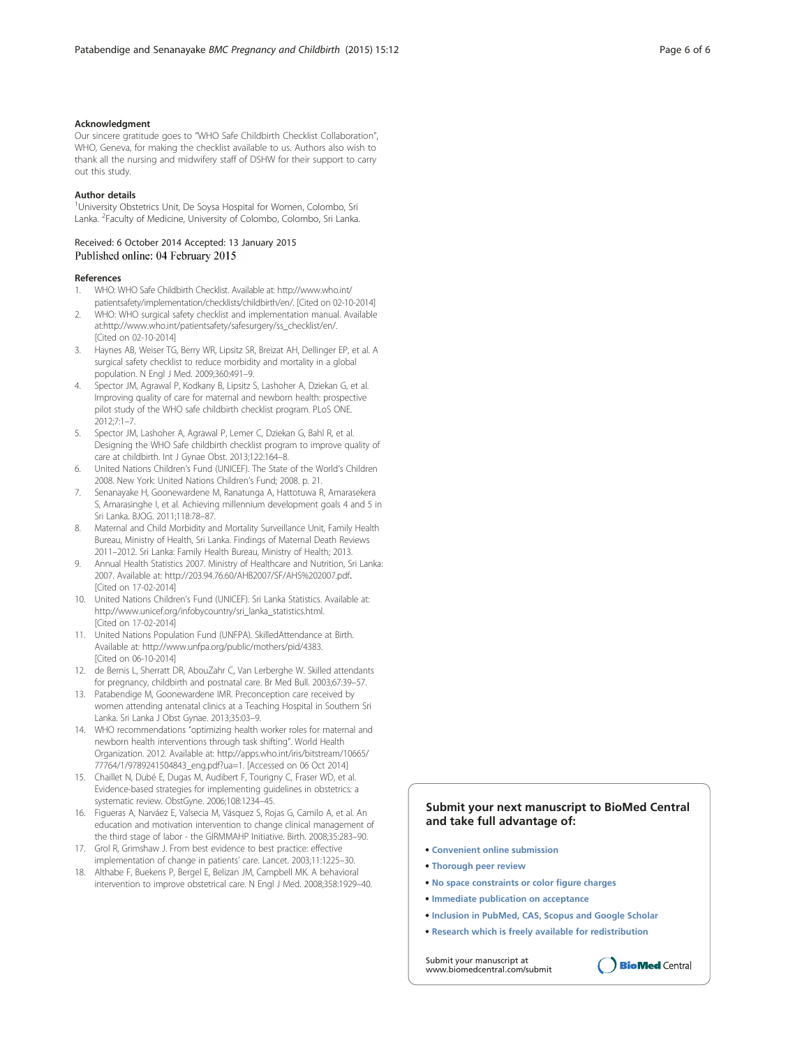### Acknowledgment

Our sincere gratitude goes to "WHO Safe Childbirth Checklist Collaboration", WHO, Geneva, for making the checklist available to us. Authors also wish to thank all the nursing and midwifery staff of DSHW for their support to carry out this study.

### Author details

[1]University Obstetrics Unit, De Soysa Hospital for Women, Colombo, Sri Lanka. [2]Faculty of Medicine, University of Colombo, Colombo, Sri Lanka.

Received: 6 October 2014 Accepted: 13 January 2015
Published online: 04 February 2015

### References

1. WHO: WHO Safe Childbirth Checklist. Available at: http://www.who.int/patientsafety/implementation/checklists/childbirth/en/. [Cited on 02-10-2014]
2. WHO: WHO surgical safety checklist and implementation manual. Available at:http://www.who.int/patientsafety/safesurgery/ss_checklist/en/. [Cited on 02-10-2014]
3. Haynes AB, Weiser TG, Berry WR, Lipsitz SR, Breizat AH, Dellinger EP, et al. A surgical safety checklist to reduce morbidity and mortality in a global population. N Engl J Med. 2009;360:491–9.
4. Spector JM, Agrawal P, Kodkany B, Lipsitz S, Lashoher A, Dziekan G, et al. Improving quality of care for maternal and newborn health: prospective pilot study of the WHO safe childbirth checklist program. PLoS ONE. 2012;7:1–7.
5. Spector JM, Lashoher A, Agrawal P, Lemer C, Dziekan G, Bahl R, et al. Designing the WHO Safe childbirth checklist program to improve quality of care at childbirth. Int J Gynae Obst. 2013;122:164–8.
6. United Nations Children's Fund (UNICEF). The State of the World's Children 2008. New York: United Nations Children's Fund; 2008. p. 21.
7. Senanayake H, Goonewardene M, Ranatunga A, Hattotuwa R, Amarasekera S, Amarasinghe I, et al. Achieving millennium development goals 4 and 5 in Sri Lanka. BJOG. 2011;118:78–87.
8. Maternal and Child Morbidity and Mortality Surveillance Unit, Family Health Bureau, Ministry of Health, Sri Lanka. Findings of Maternal Death Reviews 2011–2012. Sri Lanka: Family Health Bureau, Ministry of Health; 2013.
9. Annual Health Statistics 2007. Ministry of Healthcare and Nutrition, Sri Lanka: 2007. Available at: http://203.94.76.60/AHB2007/SF/AHS%202007.pdf. [Cited on 17-02-2014]
10. United Nations Children's Fund (UNICEF). Sri Lanka Statistics. Available at: http://www.unicef.org/infobycountry/sri_lanka_statistics.html. [Cited on 17-02-2014]
11. United Nations Population Fund (UNFPA). SkilledAttendance at Birth. Available at: http://www.unfpa.org/public/mothers/pid/4383. [Cited on 06-10-2014]
12. de Bernis L, Sherratt DR, AbouZahr C, Van Lerberghe W. Skilled attendants for pregnancy, childbirth and postnatal care. Br Med Bull. 2003;67:39–57.
13. Patabendige M, Goonewardene IMR. Preconception care received by women attending antenatal clinics at a Teaching Hospital in Southern Sri Lanka. Sri Lanka J Obst Gynae. 2013;35:03–9.
14. WHO recommendations "optimizing health worker roles for maternal and newborn health interventions through task shifting". World Health Organization. 2012. Available at: http://apps.who.int/iris/bitstream/10665/77764/1/9789241504843_eng.pdf?ua=1. [Accessed on 06 Oct 2014]
15. Chaillet N, Dubé E, Dugas M, Audibert F, Tourigny C, Fraser WD, et al. Evidence-based strategies for implementing guidelines in obstetrics: a systematic review. ObstGyne. 2006;108:1234–45.
16. Figueras A, Narváez E, Valsecia M, Vásquez S, Rojas G, Camilo A, et al. An education and motivation intervention to change clinical management of the third stage of labor - the GIRMMAHP Initiative. Birth. 2008;35:283–90.
17. Grol R, Grimshaw J. From best evidence to best practice: effective implementation of change in patients' care. Lancet. 2003;11:1225–30.
18. Althabe F, Buekens P, Bergel E, Belizan JM, Campbell MK. A behavioral intervention to improve obstetrical care. N Engl J Med. 2008;358:1929–40.

**Submit your next manuscript to BioMed Central and take full advantage of:**

- **Convenient online submission**
- **Thorough peer review**
- **No space constraints or color figure charges**
- **Immediate publication on acceptance**
- **Inclusion in PubMed, CAS, Scopus and Google Scholar**
- **Research which is freely available for redistribution**

Submit your manuscript at
www.biomedcentral.com/submit

BioMed Central